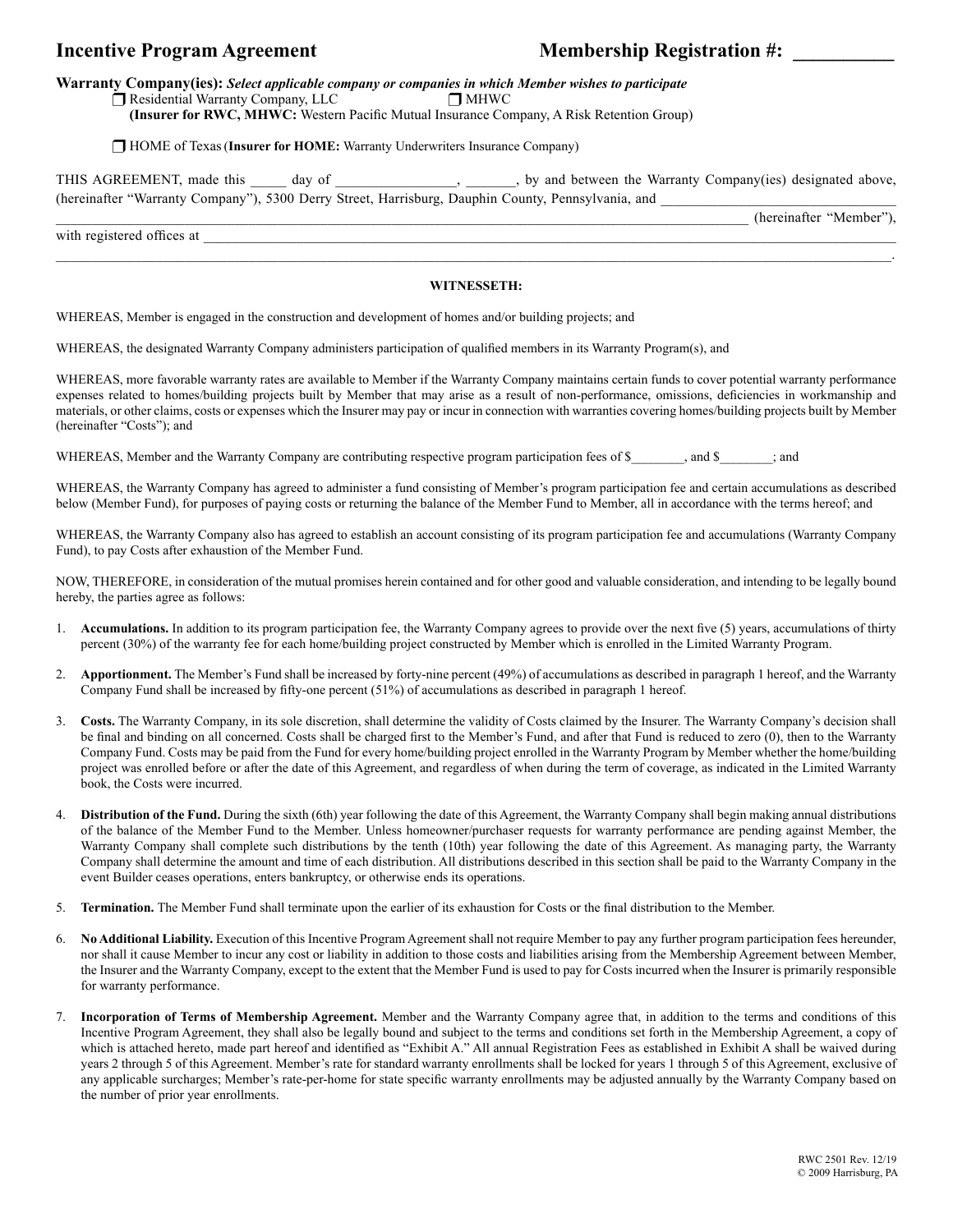# Incentive Program Agreement

## Membership Registration #: __________

**Warranty Company(ies):** ***Select applicable company or companies in which Member wishes to participate***

❒ Residential Warranty Company, LLC ❒ MHWC
**(Insurer for RWC, MHWC:** Western Pacific Mutual Insurance Company, A Risk Retention Group)

❒ HOME of Texas (**Insurer for HOME:** Warranty Underwriters Insurance Company)

THIS AGREEMENT, made this _____ day of _________________, _______, by and between the Warranty Company(ies) designated above, (hereinafter "Warranty Company"), 5300 Derry Street, Harrisburg, Dauphin County, Pennsylvania, and ________________________________ _________________________________________________________________________________________ (hereinafter "Member"), with registered offices at __________________________________________________________________________________________ _____________________________________________________________________________________________________________.

**WITNESSETH:**

WHEREAS, Member is engaged in the construction and development of homes and/or building projects; and

WHEREAS, the designated Warranty Company administers participation of qualified members in its Warranty Program(s), and

WHEREAS, more favorable warranty rates are available to Member if the Warranty Company maintains certain funds to cover potential warranty performance expenses related to homes/building projects built by Member that may arise as a result of non-performance, omissions, deficiencies in workmanship and materials, or other claims, costs or expenses which the Insurer may pay or incur in connection with warranties covering homes/building projects built by Member (hereinafter "Costs"); and

WHEREAS, Member and the Warranty Company are contributing respective program participation fees of $________, and $________; and

WHEREAS, the Warranty Company has agreed to administer a fund consisting of Member's program participation fee and certain accumulations as described below (Member Fund), for purposes of paying costs or returning the balance of the Member Fund to Member, all in accordance with the terms hereof; and

WHEREAS, the Warranty Company also has agreed to establish an account consisting of its program participation fee and accumulations (Warranty Company Fund), to pay Costs after exhaustion of the Member Fund.

NOW, THEREFORE, in consideration of the mutual promises herein contained and for other good and valuable consideration, and intending to be legally bound hereby, the parties agree as follows:

1. **Accumulations.** In addition to its program participation fee, the Warranty Company agrees to provide over the next five (5) years, accumulations of thirty percent (30%) of the warranty fee for each home/building project constructed by Member which is enrolled in the Limited Warranty Program.

2. **Apportionment.** The Member's Fund shall be increased by forty-nine percent (49%) of accumulations as described in paragraph 1 hereof, and the Warranty Company Fund shall be increased by fifty-one percent (51%) of accumulations as described in paragraph 1 hereof.

3. **Costs.** The Warranty Company, in its sole discretion, shall determine the validity of Costs claimed by the Insurer. The Warranty Company's decision shall be final and binding on all concerned. Costs shall be charged first to the Member's Fund, and after that Fund is reduced to zero (0), then to the Warranty Company Fund. Costs may be paid from the Fund for every home/building project enrolled in the Warranty Program by Member whether the home/building project was enrolled before or after the date of this Agreement, and regardless of when during the term of coverage, as indicated in the Limited Warranty book, the Costs were incurred.

4. **Distribution of the Fund.** During the sixth (6th) year following the date of this Agreement, the Warranty Company shall begin making annual distributions of the balance of the Member Fund to the Member. Unless homeowner/purchaser requests for warranty performance are pending against Member, the Warranty Company shall complete such distributions by the tenth (10th) year following the date of this Agreement. As managing party, the Warranty Company shall determine the amount and time of each distribution. All distributions described in this section shall be paid to the Warranty Company in the event Builder ceases operations, enters bankruptcy, or otherwise ends its operations.

5. **Termination.** The Member Fund shall terminate upon the earlier of its exhaustion for Costs or the final distribution to the Member.

6. **No Additional Liability.** Execution of this Incentive Program Agreement shall not require Member to pay any further program participation fees hereunder, nor shall it cause Member to incur any cost or liability in addition to those costs and liabilities arising from the Membership Agreement between Member, the Insurer and the Warranty Company, except to the extent that the Member Fund is used to pay for Costs incurred when the Insurer is primarily responsible for warranty performance.

7. **Incorporation of Terms of Membership Agreement.** Member and the Warranty Company agree that, in addition to the terms and conditions of this Incentive Program Agreement, they shall also be legally bound and subject to the terms and conditions set forth in the Membership Agreement, a copy of which is attached hereto, made part hereof and identified as "Exhibit A." All annual Registration Fees as established in Exhibit A shall be waived during years 2 through 5 of this Agreement. Member's rate for standard warranty enrollments shall be locked for years 1 through 5 of this Agreement, exclusive of any applicable surcharges; Member's rate-per-home for state specific warranty enrollments may be adjusted annually by the Warranty Company based on the number of prior year enrollments.

RWC 2501 Rev. 12/19
© 2009 Harrisburg, PA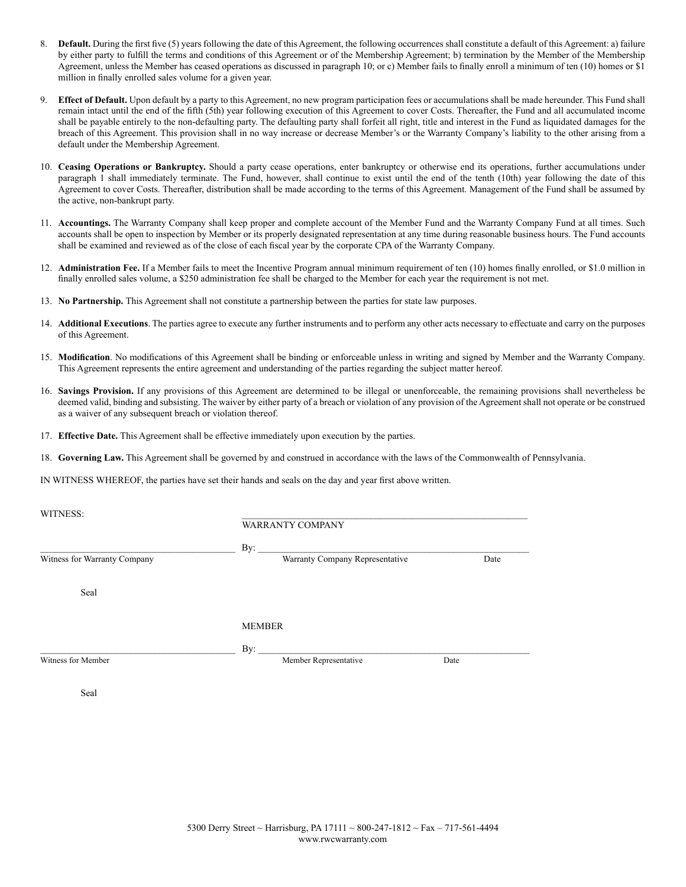8. **Default.** During the first five (5) years following the date of this Agreement, the following occurrences shall constitute a default of this Agreement: a) failure by either party to fulfill the terms and conditions of this Agreement or of the Membership Agreement; b) termination by the Member of the Membership Agreement, unless the Member has ceased operations as discussed in paragraph 10; or c) Member fails to finally enroll a minimum of ten (10) homes or $1 million in finally enrolled sales volume for a given year.

9. **Effect of Default.** Upon default by a party to this Agreement, no new program participation fees or accumulations shall be made hereunder. This Fund shall remain intact until the end of the fifth (5th) year following execution of this Agreement to cover Costs. Thereafter, the Fund and all accumulated income shall be payable entirely to the non-defaulting party. The defaulting party shall forfeit all right, title and interest in the Fund as liquidated damages for the breach of this Agreement. This provision shall in no way increase or decrease Member's or the Warranty Company's liability to the other arising from a default under the Membership Agreement.

10. **Ceasing Operations or Bankruptcy.** Should a party cease operations, enter bankruptcy or otherwise end its operations, further accumulations under paragraph 1 shall immediately terminate. The Fund, however, shall continue to exist until the end of the tenth (10th) year following the date of this Agreement to cover Costs. Thereafter, distribution shall be made according to the terms of this Agreement. Management of the Fund shall be assumed by the active, non-bankrupt party.

11. **Accountings.** The Warranty Company shall keep proper and complete account of the Member Fund and the Warranty Company Fund at all times. Such accounts shall be open to inspection by Member or its properly designated representation at any time during reasonable business hours. The Fund accounts shall be examined and reviewed as of the close of each fiscal year by the corporate CPA of the Warranty Company.

12. **Administration Fee.** If a Member fails to meet the Incentive Program annual minimum requirement of ten (10) homes finally enrolled, or $1.0 million in finally enrolled sales volume, a $250 administration fee shall be charged to the Member for each year the requirement is not met.

13. **No Partnership.** This Agreement shall not constitute a partnership between the parties for state law purposes.

14. **Additional Executions**. The parties agree to execute any further instruments and to perform any other acts necessary to effectuate and carry on the purposes of this Agreement.

15. **Modification**. No modifications of this Agreement shall be binding or enforceable unless in writing and signed by Member and the Warranty Company. This Agreement represents the entire agreement and understanding of the parties regarding the subject matter hereof.

16. **Savings Provision.** If any provisions of this Agreement are determined to be illegal or unenforceable, the remaining provisions shall nevertheless be deemed valid, binding and subsisting. The waiver by either party of a breach or violation of any provision of the Agreement shall not operate or be construed as a waiver of any subsequent breach or violation thereof.

17. **Effective Date.** This Agreement shall be effective immediately upon execution by the parties.

18. **Governing Law.** This Agreement shall be governed by and construed in accordance with the laws of the Commonwealth of Pennsylvania.

IN WITNESS WHEREOF, the parties have set their hands and seals on the day and year first above written.

WITNESS:

\_\_\_\_\_\_\_\_\_\_\_\_\_\_\_\_\_\_\_\_\_\_\_\_\_\_\_\_\_\_\_\_\_\_\_\_\_\_\_\_
WARRANTY COMPANY

\_\_\_\_\_\_\_\_\_\_\_\_\_\_\_\_\_\_\_\_\_\_\_\_\_\_\_\_\_\_\_\_ By: \_\_\_\_\_\_\_\_\_\_\_\_\_\_\_\_\_\_\_\_\_\_\_\_\_\_\_\_\_\_\_\_\_\_\_\_\_\_\_\_
Witness for Warranty Company — Warranty Company Representative — Date

Seal

MEMBER

\_\_\_\_\_\_\_\_\_\_\_\_\_\_\_\_\_\_\_\_\_\_\_\_\_\_\_\_\_\_\_\_ By: \_\_\_\_\_\_\_\_\_\_\_\_\_\_\_\_\_\_\_\_\_\_\_\_\_\_\_\_\_\_\_\_\_\_\_\_\_\_\_\_
Witness for Member — Member Representative — Date

Seal

5300 Derry Street ~ Harrisburg, PA 17111 ~ 800-247-1812 ~ Fax – 717-561-4494
www.rwcwarranty.com